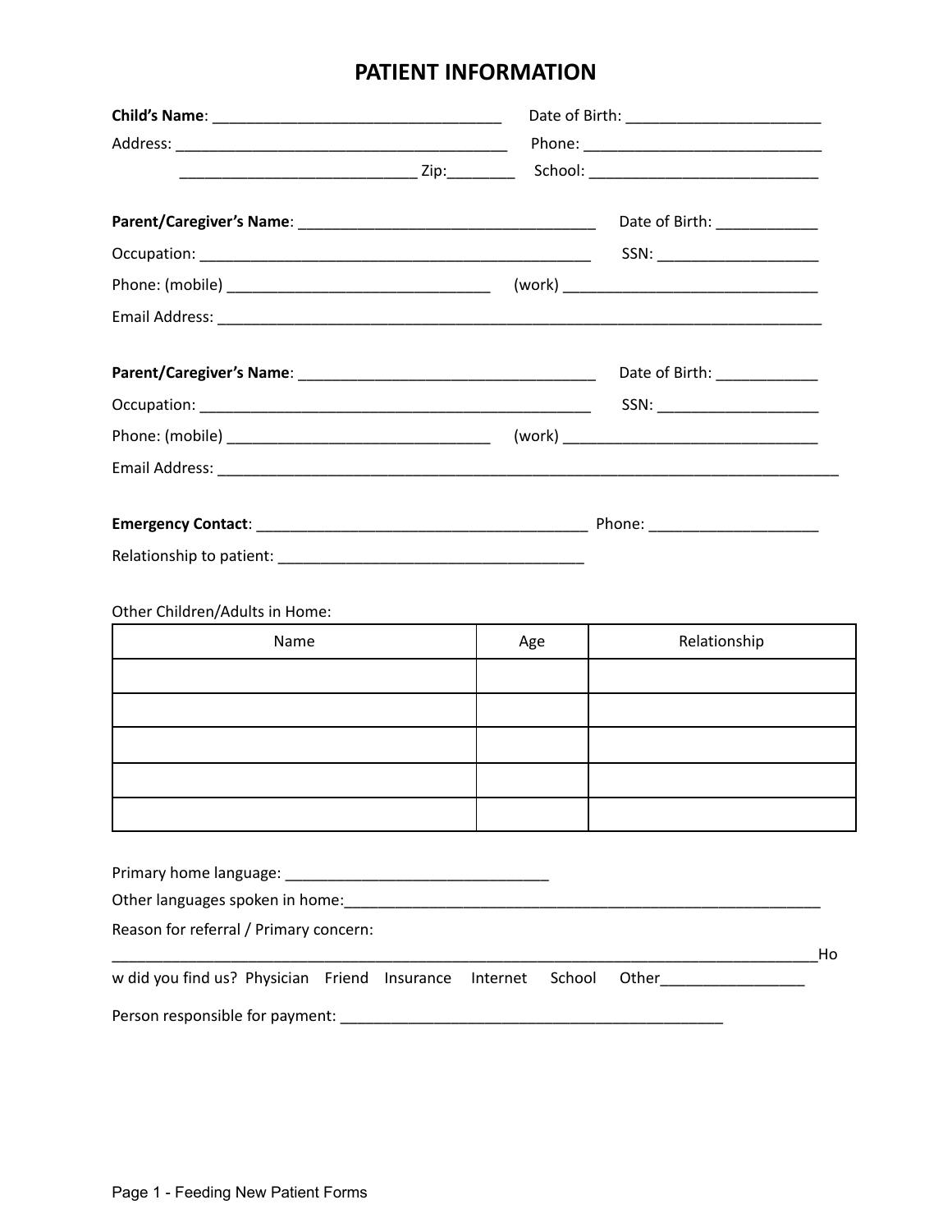# PATIENT INFORMATION

**Child's Name**: ___________________________________ Date of Birth: ________________________

Address: ________________________________________ Phone: _____________________________

____________________________ Zip:________ School: ____________________________

**Parent/Caregiver's Name**: _____________________________________ Date of Birth: ____________

Occupation: ________________________________________________ SSN: ___________________

Phone: (mobile) ________________________________ (work) _______________________________

Email Address: ____________________________________________________________________________

**Parent/Caregiver's Name**: _____________________________________ Date of Birth: ____________

Occupation: ________________________________________________ SSN: ___________________

Phone: (mobile) ________________________________ (work) _______________________________

Email Address: ______________________________________________________________________________

**Emergency Contact**: ________________________________________ Phone: ____________________

Relationship to patient: _____________________________________

Other Children/Adults in Home:

| Name | Age | Relationship |
|---|---|---|
| | | |
| | | |
| | | |
| | | |
| | | |

Primary home language: ________________________________

Other languages spoken in home:___________________________________________________________

Reason for referral / Primary concern:

_________________________________________________________________________________________How did you find us? Physician Friend Insurance Internet School Other_________________

Person responsible for payment: _______________________________________________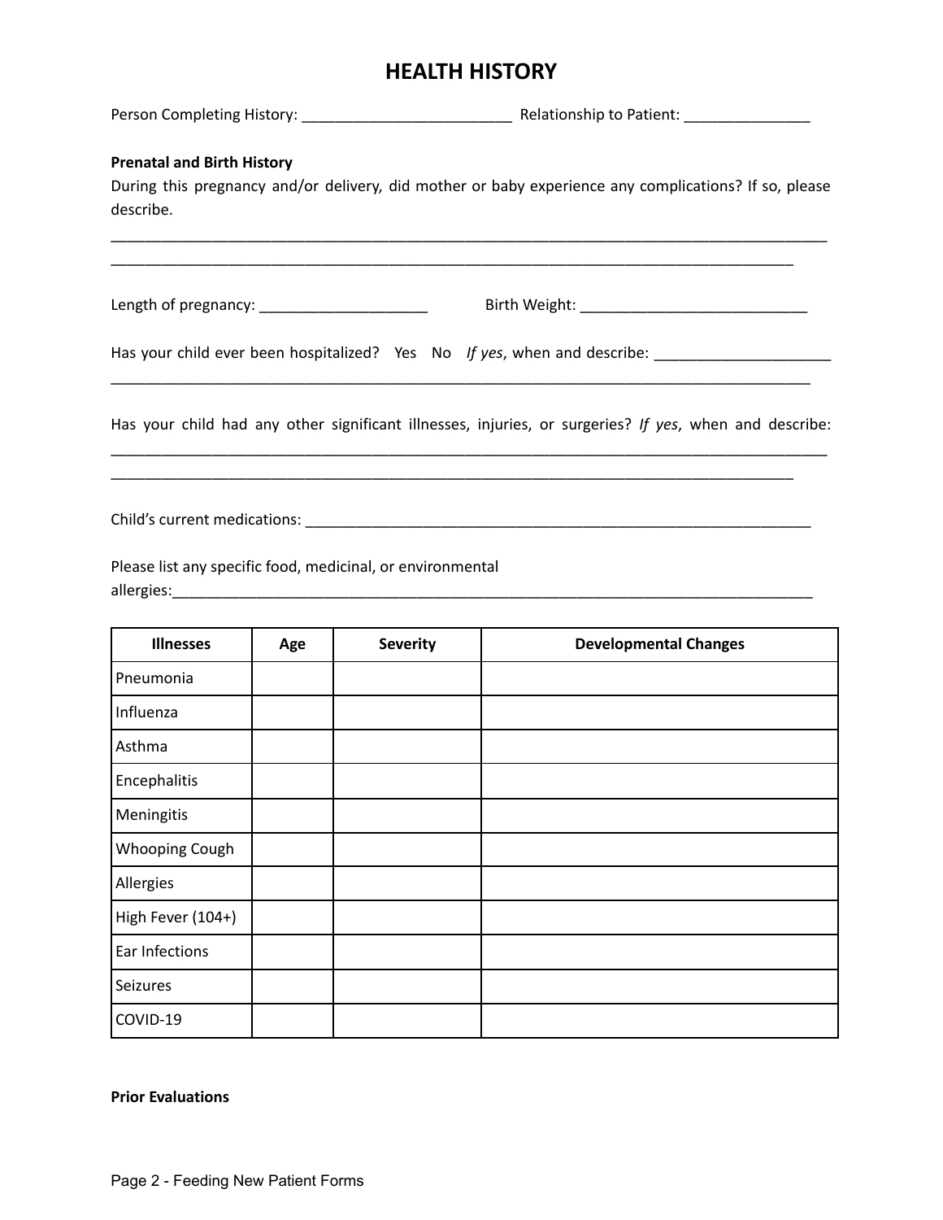# HEALTH HISTORY

Person Completing History: _________________________ Relationship to Patient: _______________

**Prenatal and Birth History**

During this pregnancy and/or delivery, did mother or baby experience any complications? If so, please describe.

______________________________________________________________________________________

____________________________________________________________________________________

Length of pregnancy: ____________________ Birth Weight: ___________________________

Has your child ever been hospitalized? Yes No *If yes*, when and describe: _____________________

______________________________________________________________________________________

Has your child had any other significant illnesses, injuries, or surgeries? *If yes*, when and describe:

______________________________________________________________________________________

____________________________________________________________________________________

Child's current medications: _______________________________________________________________

Please list any specific food, medicinal, or environmental allergies:_____________________________________________________________________________

| Illnesses | Age | Severity | Developmental Changes |
|---|---|---|---|
| Pneumonia | | | |
| Influenza | | | |
| Asthma | | | |
| Encephalitis | | | |
| Meningitis | | | |
| Whooping Cough | | | |
| Allergies | | | |
| High Fever (104+) | | | |
| Ear Infections | | | |
| Seizures | | | |
| COVID-19 | | | |

**Prior Evaluations**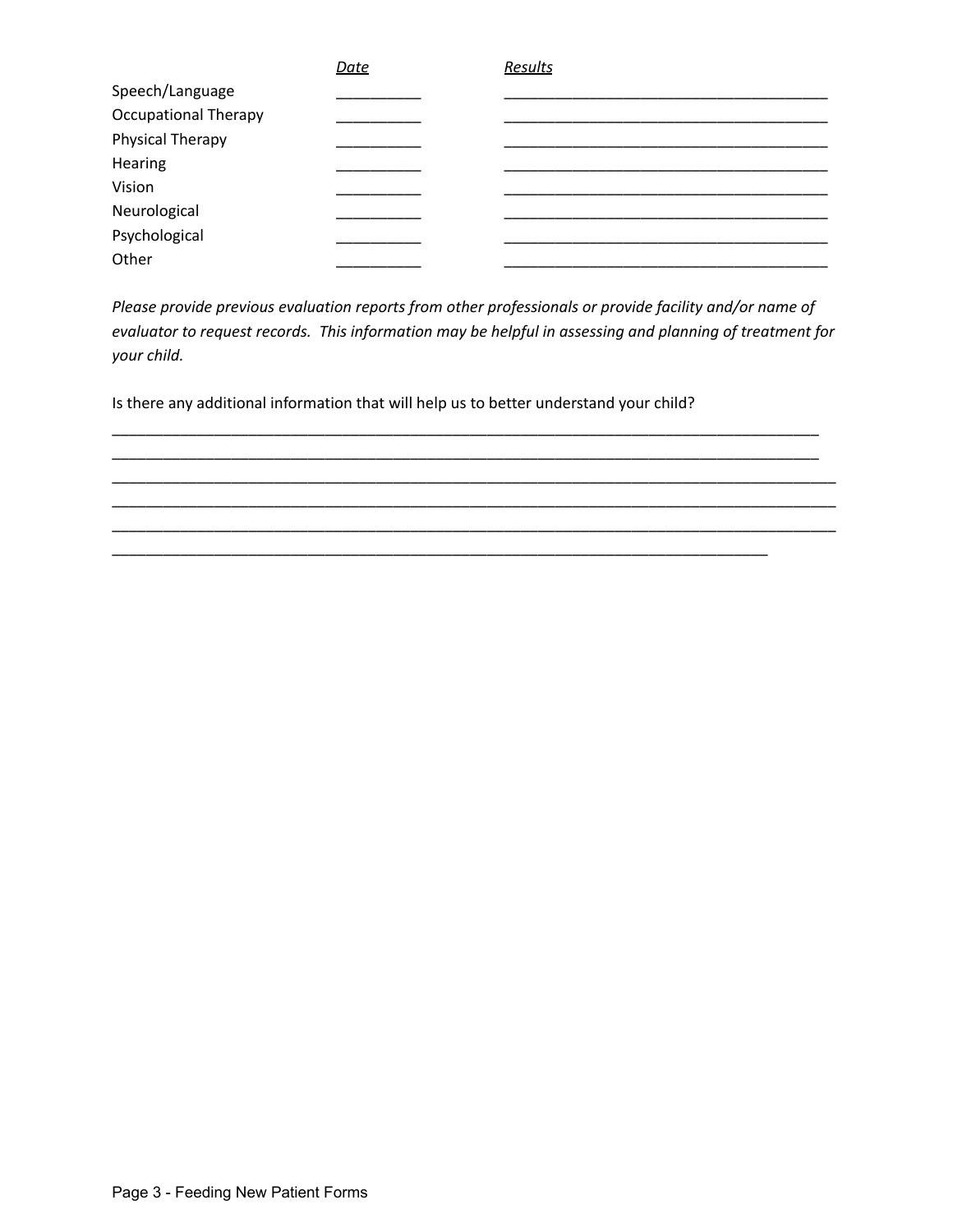| | *Date* | *Results* |
|---|---|---|
| Speech/Language | __________ | _______________________________________ |
| Occupational Therapy | __________ | _______________________________________ |
| Physical Therapy | __________ | _______________________________________ |
| Hearing | __________ | _______________________________________ |
| Vision | __________ | _______________________________________ |
| Neurological | __________ | _______________________________________ |
| Psychological | __________ | _______________________________________ |
| Other | __________ | _______________________________________ |

*Please provide previous evaluation reports from other professionals or provide facility and/or name of evaluator to request records. This information may be helpful in assessing and planning of treatment for your child.*

Is there any additional information that will help us to better understand your child?

_____________________________________________________________________________________

_____________________________________________________________________________________

_______________________________________________________________________________________

_______________________________________________________________________________________

_______________________________________________________________________________________

_______________________________________________________________________________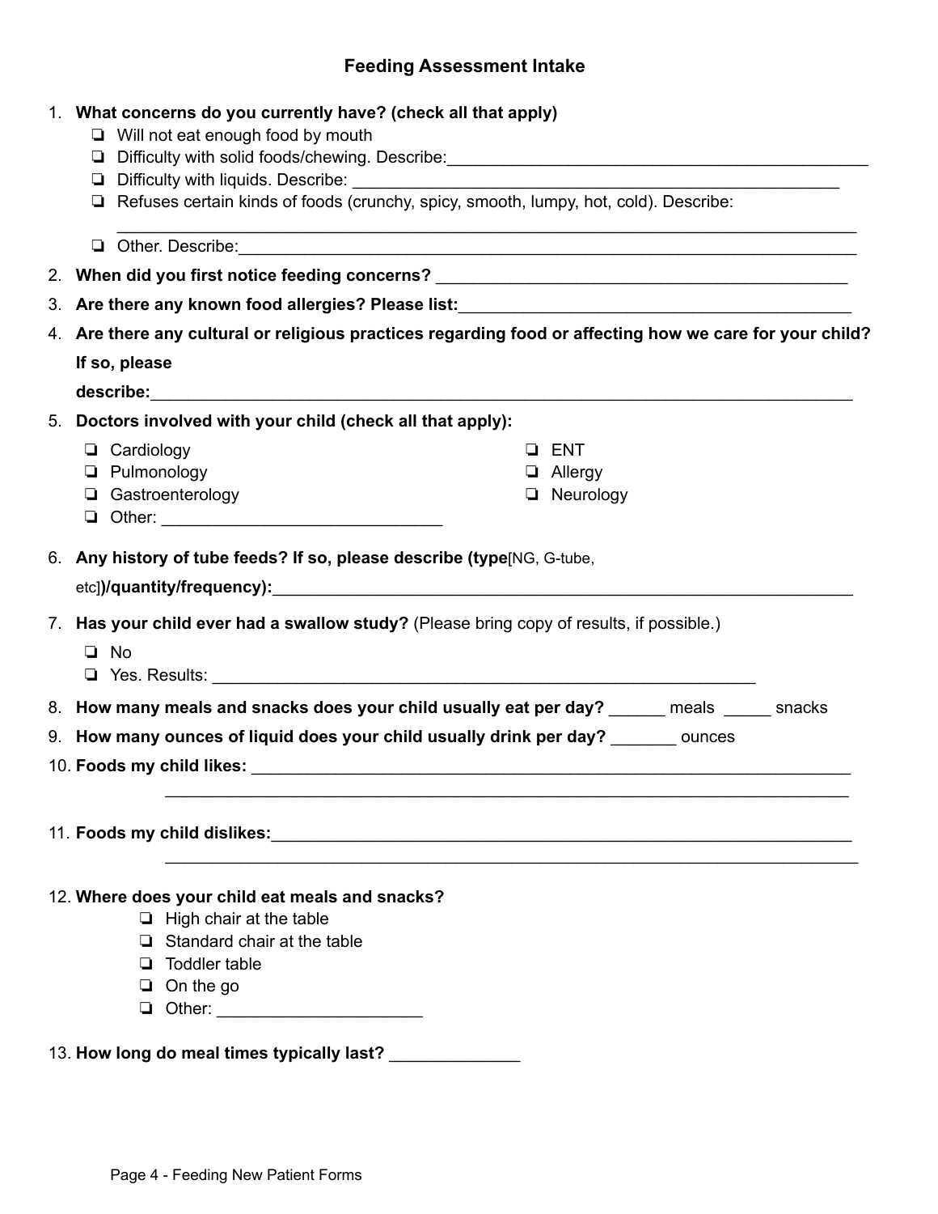# Feeding Assessment Intake

1. **What concerns do you currently have? (check all that apply)**
   - ❏ Will not eat enough food by mouth
   - ❏ Difficulty with solid foods/chewing. Describe:_______________________________________________
   - ❏ Difficulty with liquids. Describe: ______________________________________________________
   - ❏ Refuses certain kinds of foods (crunchy, spicy, smooth, lumpy, hot, cold). Describe:
     ______________________________________________________________________________
   - ❏ Other. Describe:_______________________________________________________________________
2. **When did you first notice feeding concerns?** _____________________________________________
3. **Are there any known food allergies? Please list:**____________________________________________
4. **Are there any cultural or religious practices regarding food or affecting how we care for your child? If so, please describe:**_______________________________________________________________________________
5. **Doctors involved with your child (check all that apply):**
   - ❏ Cardiology
   - ❏ Pulmonology
   - ❏ Gastroenterology
   - ❏ Other: ______________________________
   - ❏ ENT
   - ❏ Allergy
   - ❏ Neurology
6. **Any history of tube feeds? If so, please describe (type**[NG, G-tube, etc]**)/quantity/frequency):**_____________________________________________________________
7. **Has your child ever had a swallow study?** (Please bring copy of results, if possible.)
   - ❏ No
   - ❏ Yes. Results: __________________________________________________________
8. **How many meals and snacks does your child usually eat per day?** ______ meals _____ snacks
9. **How many ounces of liquid does your child usually drink per day?** _______ ounces
10. **Foods my child likes:** __________________________________________________________________
    ___________________________________________________________________________
11. **Foods my child dislikes:**________________________________________________________________
    ___________________________________________________________________________
12. **Where does your child eat meals and snacks?**
    - ❏ High chair at the table
    - ❏ Standard chair at the table
    - ❏ Toddler table
    - ❏ On the go
    - ❏ Other: _____________________
13. **How long do meal times typically last?** ______________